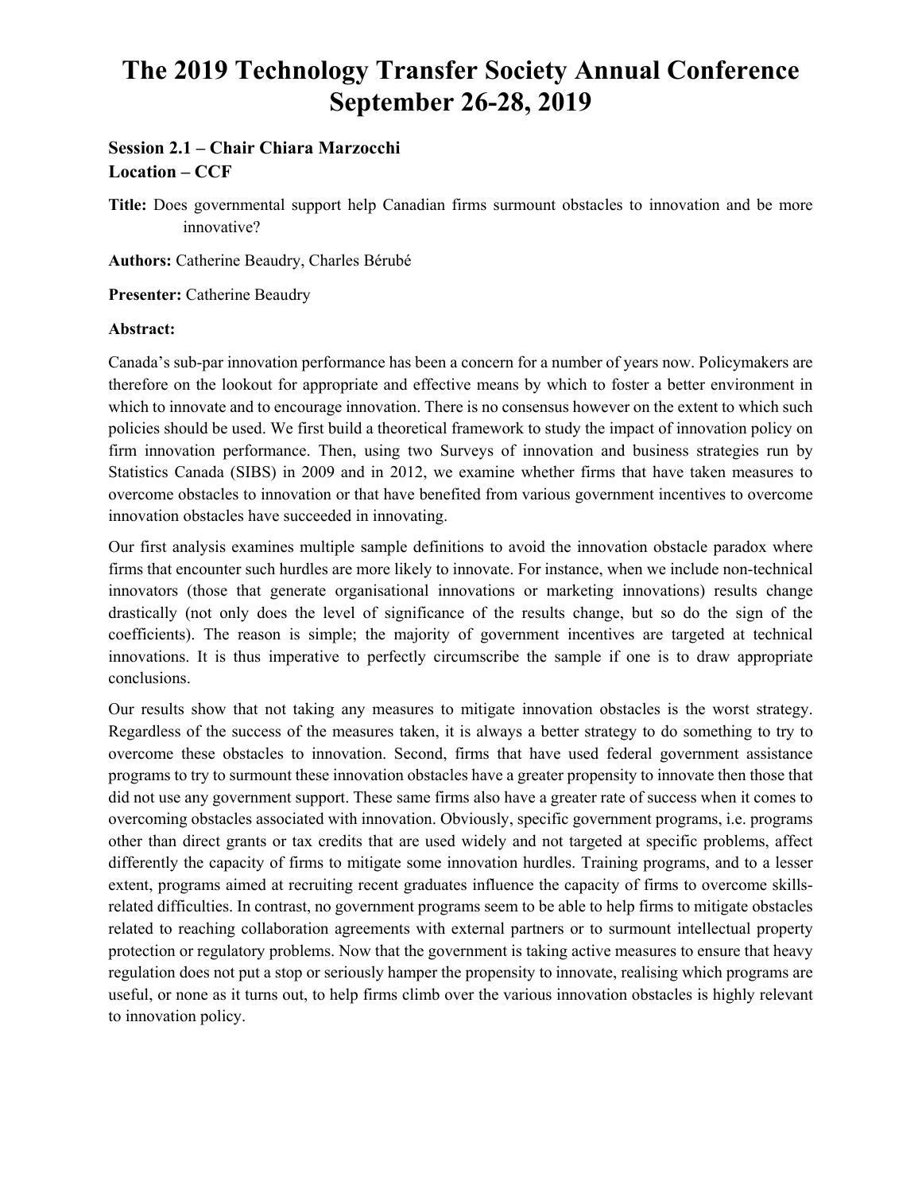# The 2019 Technology Transfer Society Annual Conference September 26-28, 2019

### Session 2.1 – Chair Chiara Marzocchi
### Location – CCF

**Title:** Does governmental support help Canadian firms surmount obstacles to innovation and be more innovative?

**Authors:** Catherine Beaudry, Charles Bérubé

**Presenter:** Catherine Beaudry

**Abstract:**

Canada's sub-par innovation performance has been a concern for a number of years now. Policymakers are therefore on the lookout for appropriate and effective means by which to foster a better environment in which to innovate and to encourage innovation. There is no consensus however on the extent to which such policies should be used. We first build a theoretical framework to study the impact of innovation policy on firm innovation performance. Then, using two Surveys of innovation and business strategies run by Statistics Canada (SIBS) in 2009 and in 2012, we examine whether firms that have taken measures to overcome obstacles to innovation or that have benefited from various government incentives to overcome innovation obstacles have succeeded in innovating.

Our first analysis examines multiple sample definitions to avoid the innovation obstacle paradox where firms that encounter such hurdles are more likely to innovate. For instance, when we include non-technical innovators (those that generate organisational innovations or marketing innovations) results change drastically (not only does the level of significance of the results change, but so do the sign of the coefficients). The reason is simple; the majority of government incentives are targeted at technical innovations. It is thus imperative to perfectly circumscribe the sample if one is to draw appropriate conclusions.

Our results show that not taking any measures to mitigate innovation obstacles is the worst strategy. Regardless of the success of the measures taken, it is always a better strategy to do something to try to overcome these obstacles to innovation. Second, firms that have used federal government assistance programs to try to surmount these innovation obstacles have a greater propensity to innovate then those that did not use any government support. These same firms also have a greater rate of success when it comes to overcoming obstacles associated with innovation. Obviously, specific government programs, i.e. programs other than direct grants or tax credits that are used widely and not targeted at specific problems, affect differently the capacity of firms to mitigate some innovation hurdles. Training programs, and to a lesser extent, programs aimed at recruiting recent graduates influence the capacity of firms to overcome skills-related difficulties. In contrast, no government programs seem to be able to help firms to mitigate obstacles related to reaching collaboration agreements with external partners or to surmount intellectual property protection or regulatory problems. Now that the government is taking active measures to ensure that heavy regulation does not put a stop or seriously hamper the propensity to innovate, realising which programs are useful, or none as it turns out, to help firms climb over the various innovation obstacles is highly relevant to innovation policy.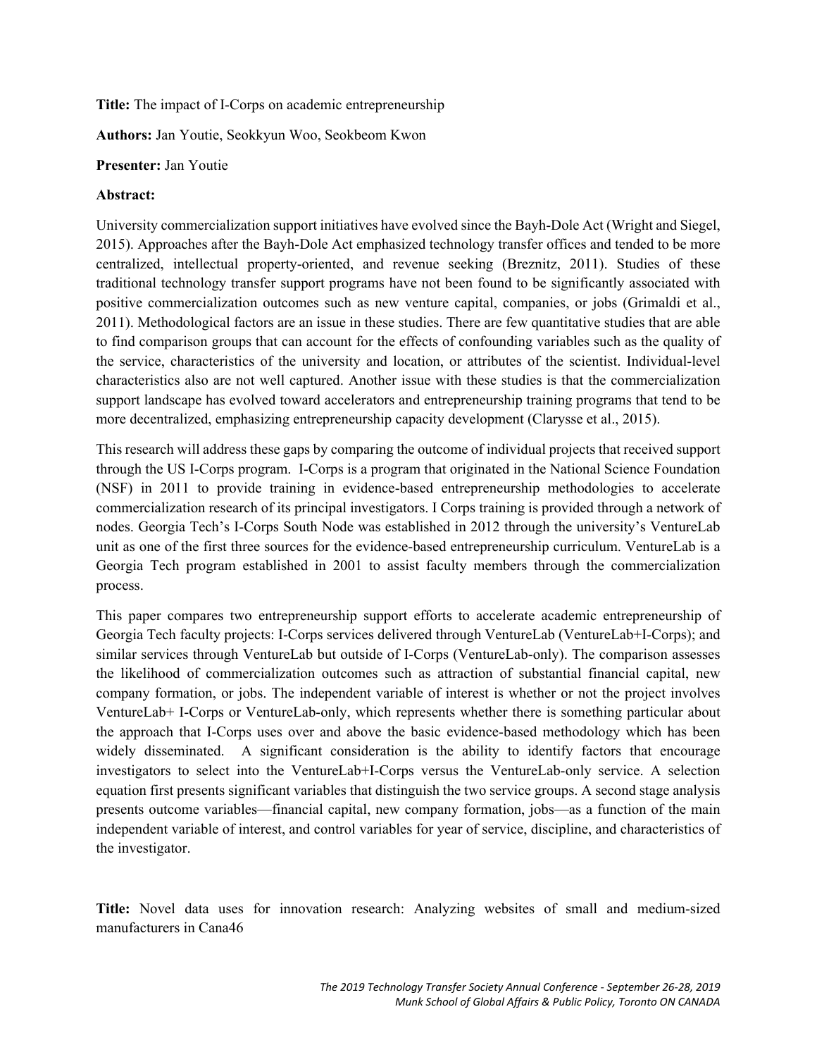**Title:** The impact of I-Corps on academic entrepreneurship

**Authors:** Jan Youtie, Seokkyun Woo, Seokbeom Kwon

**Presenter:** Jan Youtie

**Abstract:**

University commercialization support initiatives have evolved since the Bayh-Dole Act (Wright and Siegel, 2015). Approaches after the Bayh-Dole Act emphasized technology transfer offices and tended to be more centralized, intellectual property-oriented, and revenue seeking (Breznitz, 2011). Studies of these traditional technology transfer support programs have not been found to be significantly associated with positive commercialization outcomes such as new venture capital, companies, or jobs (Grimaldi et al., 2011). Methodological factors are an issue in these studies. There are few quantitative studies that are able to find comparison groups that can account for the effects of confounding variables such as the quality of the service, characteristics of the university and location, or attributes of the scientist. Individual-level characteristics also are not well captured. Another issue with these studies is that the commercialization support landscape has evolved toward accelerators and entrepreneurship training programs that tend to be more decentralized, emphasizing entrepreneurship capacity development (Clarysse et al., 2015).

This research will address these gaps by comparing the outcome of individual projects that received support through the US I-Corps program. I-Corps is a program that originated in the National Science Foundation (NSF) in 2011 to provide training in evidence-based entrepreneurship methodologies to accelerate commercialization research of its principal investigators. I Corps training is provided through a network of nodes. Georgia Tech's I-Corps South Node was established in 2012 through the university's VentureLab unit as one of the first three sources for the evidence-based entrepreneurship curriculum. VentureLab is a Georgia Tech program established in 2001 to assist faculty members through the commercialization process.

This paper compares two entrepreneurship support efforts to accelerate academic entrepreneurship of Georgia Tech faculty projects: I-Corps services delivered through VentureLab (VentureLab+I-Corps); and similar services through VentureLab but outside of I-Corps (VentureLab-only). The comparison assesses the likelihood of commercialization outcomes such as attraction of substantial financial capital, new company formation, or jobs. The independent variable of interest is whether or not the project involves VentureLab+ I-Corps or VentureLab-only, which represents whether there is something particular about the approach that I-Corps uses over and above the basic evidence-based methodology which has been widely disseminated. A significant consideration is the ability to identify factors that encourage investigators to select into the VentureLab+I-Corps versus the VentureLab-only service. A selection equation first presents significant variables that distinguish the two service groups. A second stage analysis presents outcome variables—financial capital, new company formation, jobs—as a function of the main independent variable of interest, and control variables for year of service, discipline, and characteristics of the investigator.

**Title:** Novel data uses for innovation research: Analyzing websites of small and medium-sized manufacturers in Cana46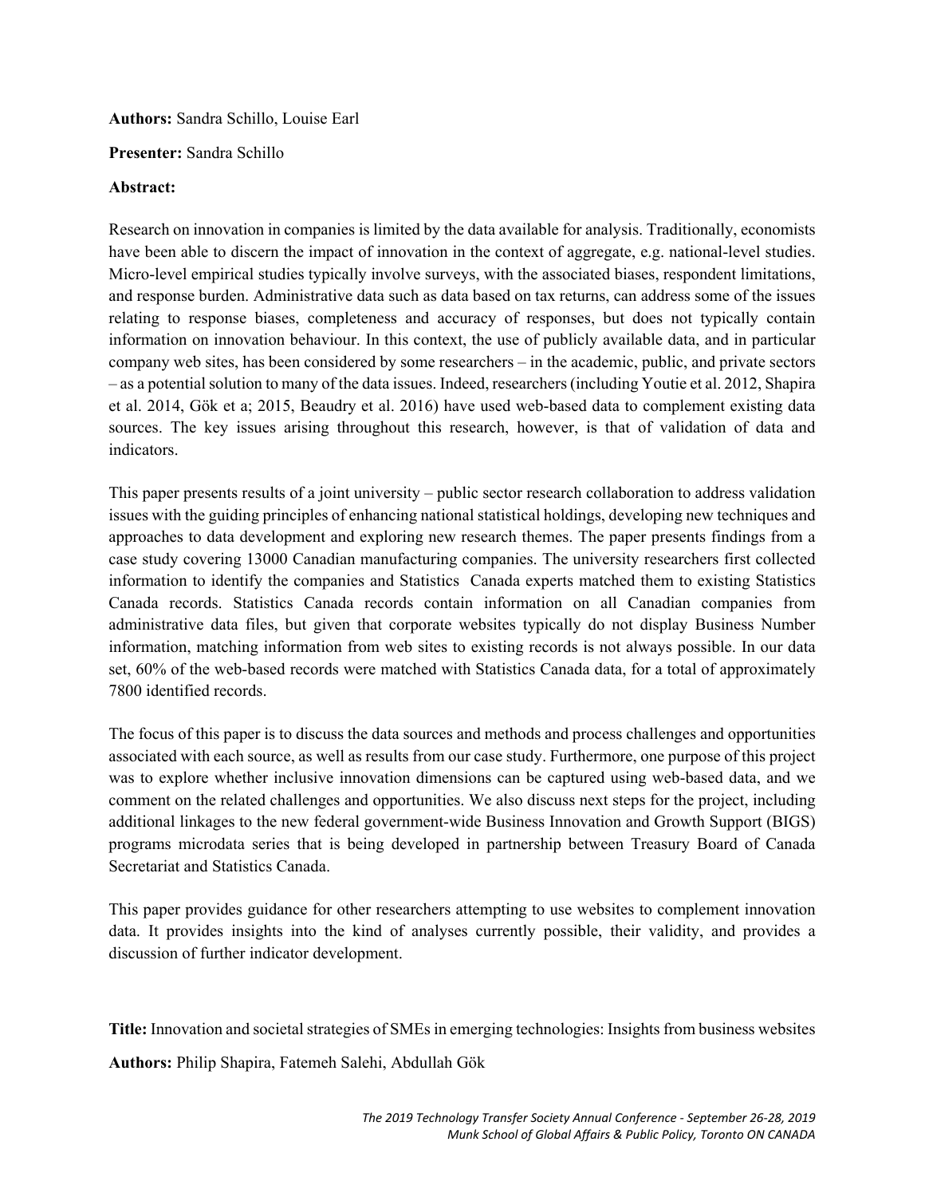**Authors:** Sandra Schillo, Louise Earl

**Presenter:** Sandra Schillo

**Abstract:**

Research on innovation in companies is limited by the data available for analysis. Traditionally, economists have been able to discern the impact of innovation in the context of aggregate, e.g. national-level studies. Micro-level empirical studies typically involve surveys, with the associated biases, respondent limitations, and response burden. Administrative data such as data based on tax returns, can address some of the issues relating to response biases, completeness and accuracy of responses, but does not typically contain information on innovation behaviour. In this context, the use of publicly available data, and in particular company web sites, has been considered by some researchers – in the academic, public, and private sectors – as a potential solution to many of the data issues. Indeed, researchers (including Youtie et al. 2012, Shapira et al. 2014, Gök et a; 2015, Beaudry et al. 2016) have used web-based data to complement existing data sources. The key issues arising throughout this research, however, is that of validation of data and indicators.

This paper presents results of a joint university – public sector research collaboration to address validation issues with the guiding principles of enhancing national statistical holdings, developing new techniques and approaches to data development and exploring new research themes. The paper presents findings from a case study covering 13000 Canadian manufacturing companies. The university researchers first collected information to identify the companies and Statistics Canada experts matched them to existing Statistics Canada records. Statistics Canada records contain information on all Canadian companies from administrative data files, but given that corporate websites typically do not display Business Number information, matching information from web sites to existing records is not always possible. In our data set, 60% of the web-based records were matched with Statistics Canada data, for a total of approximately 7800 identified records.

The focus of this paper is to discuss the data sources and methods and process challenges and opportunities associated with each source, as well as results from our case study. Furthermore, one purpose of this project was to explore whether inclusive innovation dimensions can be captured using web-based data, and we comment on the related challenges and opportunities. We also discuss next steps for the project, including additional linkages to the new federal government-wide Business Innovation and Growth Support (BIGS) programs microdata series that is being developed in partnership between Treasury Board of Canada Secretariat and Statistics Canada.

This paper provides guidance for other researchers attempting to use websites to complement innovation data. It provides insights into the kind of analyses currently possible, their validity, and provides a discussion of further indicator development.

**Title:** Innovation and societal strategies of SMEs in emerging technologies: Insights from business websites

**Authors:** Philip Shapira, Fatemeh Salehi, Abdullah Gök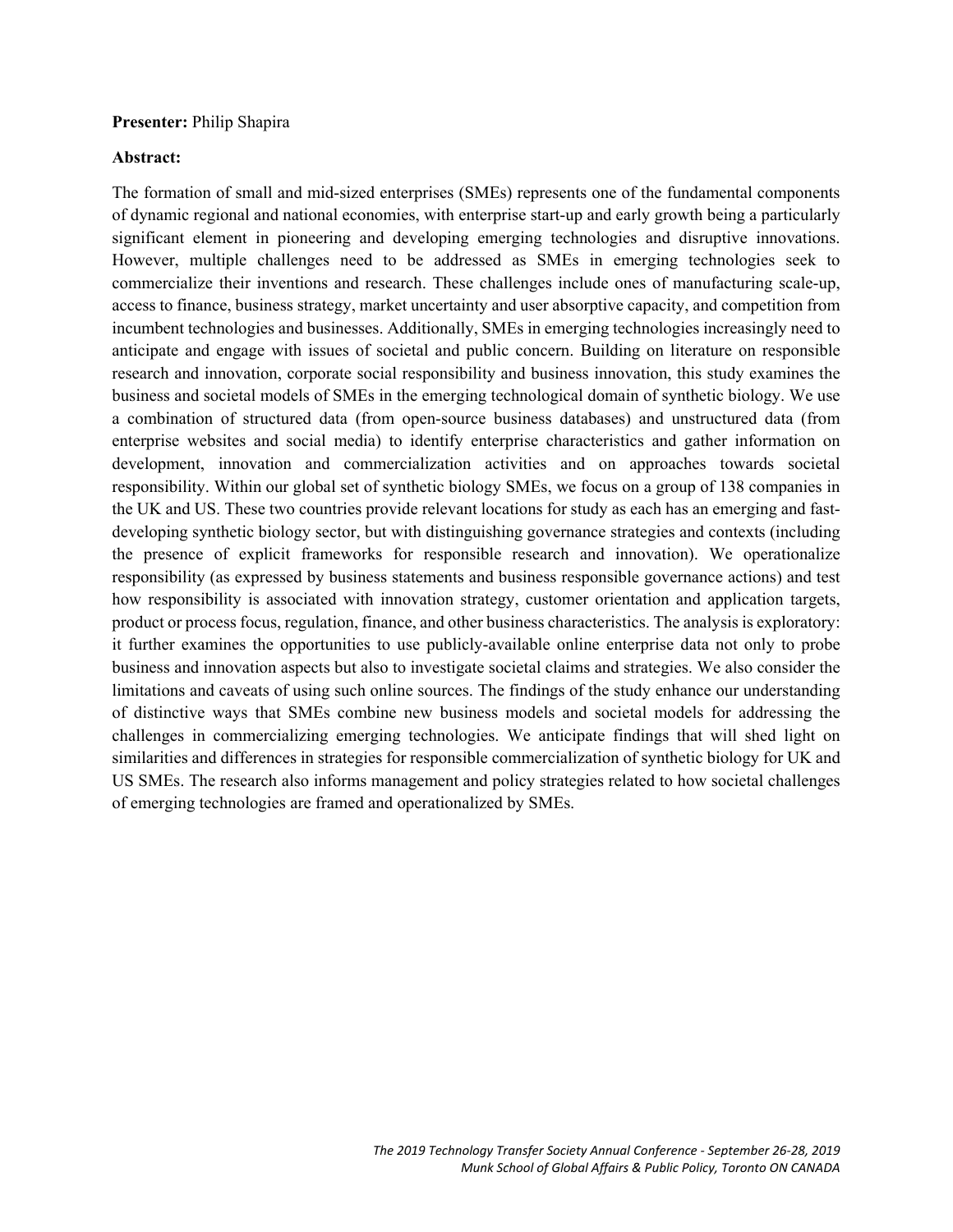**Presenter:** Philip Shapira

**Abstract:**

The formation of small and mid-sized enterprises (SMEs) represents one of the fundamental components of dynamic regional and national economies, with enterprise start-up and early growth being a particularly significant element in pioneering and developing emerging technologies and disruptive innovations. However, multiple challenges need to be addressed as SMEs in emerging technologies seek to commercialize their inventions and research. These challenges include ones of manufacturing scale-up, access to finance, business strategy, market uncertainty and user absorptive capacity, and competition from incumbent technologies and businesses. Additionally, SMEs in emerging technologies increasingly need to anticipate and engage with issues of societal and public concern. Building on literature on responsible research and innovation, corporate social responsibility and business innovation, this study examines the business and societal models of SMEs in the emerging technological domain of synthetic biology. We use a combination of structured data (from open-source business databases) and unstructured data (from enterprise websites and social media) to identify enterprise characteristics and gather information on development, innovation and commercialization activities and on approaches towards societal responsibility. Within our global set of synthetic biology SMEs, we focus on a group of 138 companies in the UK and US. These two countries provide relevant locations for study as each has an emerging and fast-developing synthetic biology sector, but with distinguishing governance strategies and contexts (including the presence of explicit frameworks for responsible research and innovation). We operationalize responsibility (as expressed by business statements and business responsible governance actions) and test how responsibility is associated with innovation strategy, customer orientation and application targets, product or process focus, regulation, finance, and other business characteristics. The analysis is exploratory: it further examines the opportunities to use publicly-available online enterprise data not only to probe business and innovation aspects but also to investigate societal claims and strategies. We also consider the limitations and caveats of using such online sources. The findings of the study enhance our understanding of distinctive ways that SMEs combine new business models and societal models for addressing the challenges in commercializing emerging technologies. We anticipate findings that will shed light on similarities and differences in strategies for responsible commercialization of synthetic biology for UK and US SMEs. The research also informs management and policy strategies related to how societal challenges of emerging technologies are framed and operationalized by SMEs.